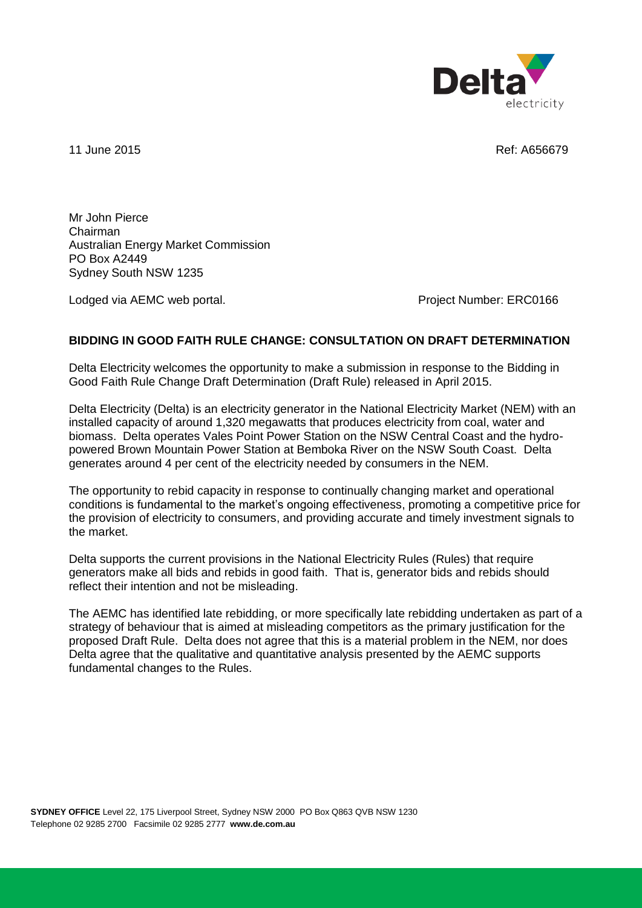11 June 2015 Ref: A656679

Mr John Pierce
Chairman
Australian Energy Market Commission
PO Box A2449
Sydney South NSW 1235

Lodged via AEMC web portal. Project Number: ERC0166

**BIDDING IN GOOD FAITH RULE CHANGE: CONSULTATION ON DRAFT DETERMINATION**

Delta Electricity welcomes the opportunity to make a submission in response to the Bidding in Good Faith Rule Change Draft Determination (Draft Rule) released in April 2015.

Delta Electricity (Delta) is an electricity generator in the National Electricity Market (NEM) with an installed capacity of around 1,320 megawatts that produces electricity from coal, water and biomass. Delta operates Vales Point Power Station on the NSW Central Coast and the hydro-powered Brown Mountain Power Station at Bemboka River on the NSW South Coast. Delta generates around 4 per cent of the electricity needed by consumers in the NEM.

The opportunity to rebid capacity in response to continually changing market and operational conditions is fundamental to the market's ongoing effectiveness, promoting a competitive price for the provision of electricity to consumers, and providing accurate and timely investment signals to the market.

Delta supports the current provisions in the National Electricity Rules (Rules) that require generators make all bids and rebids in good faith. That is, generator bids and rebids should reflect their intention and not be misleading.

The AEMC has identified late rebidding, or more specifically late rebidding undertaken as part of a strategy of behaviour that is aimed at misleading competitors as the primary justification for the proposed Draft Rule. Delta does not agree that this is a material problem in the NEM, nor does Delta agree that the qualitative and quantitative analysis presented by the AEMC supports fundamental changes to the Rules.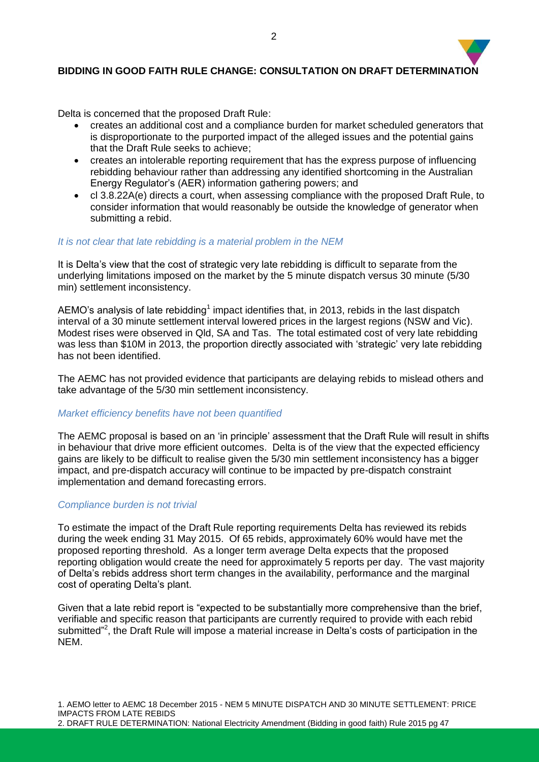**BIDDING IN GOOD FAITH RULE CHANGE: CONSULTATION ON DRAFT DETERMINATION**

Delta is concerned that the proposed Draft Rule:

- creates an additional cost and a compliance burden for market scheduled generators that is disproportionate to the purported impact of the alleged issues and the potential gains that the Draft Rule seeks to achieve;
- creates an intolerable reporting requirement that has the express purpose of influencing rebidding behaviour rather than addressing any identified shortcoming in the Australian Energy Regulator's (AER) information gathering powers; and
- cl 3.8.22A(e) directs a court, when assessing compliance with the proposed Draft Rule, to consider information that would reasonably be outside the knowledge of generator when submitting a rebid.

*It is not clear that late rebidding is a material problem in the NEM*

It is Delta's view that the cost of strategic very late rebidding is difficult to separate from the underlying limitations imposed on the market by the 5 minute dispatch versus 30 minute (5/30 min) settlement inconsistency.

AEMO's analysis of late rebidding[1] impact identifies that, in 2013, rebids in the last dispatch interval of a 30 minute settlement interval lowered prices in the largest regions (NSW and Vic). Modest rises were observed in Qld, SA and Tas. The total estimated cost of very late rebidding was less than $10M in 2013, the proportion directly associated with 'strategic' very late rebidding has not been identified.

The AEMC has not provided evidence that participants are delaying rebids to mislead others and take advantage of the 5/30 min settlement inconsistency.

*Market efficiency benefits have not been quantified*

The AEMC proposal is based on an 'in principle' assessment that the Draft Rule will result in shifts in behaviour that drive more efficient outcomes. Delta is of the view that the expected efficiency gains are likely to be difficult to realise given the 5/30 min settlement inconsistency has a bigger impact, and pre-dispatch accuracy will continue to be impacted by pre-dispatch constraint implementation and demand forecasting errors.

*Compliance burden is not trivial*

To estimate the impact of the Draft Rule reporting requirements Delta has reviewed its rebids during the week ending 31 May 2015. Of 65 rebids, approximately 60% would have met the proposed reporting threshold. As a longer term average Delta expects that the proposed reporting obligation would create the need for approximately 5 reports per day. The vast majority of Delta's rebids address short term changes in the availability, performance and the marginal cost of operating Delta's plant.

Given that a late rebid report is "expected to be substantially more comprehensive than the brief, verifiable and specific reason that participants are currently required to provide with each rebid submitted"[2], the Draft Rule will impose a material increase in Delta's costs of participation in the NEM.

1. AEMO letter to AEMC 18 December 2015 - NEM 5 MINUTE DISPATCH AND 30 MINUTE SETTLEMENT: PRICE IMPACTS FROM LATE REBIDS
2. DRAFT RULE DETERMINATION: National Electricity Amendment (Bidding in good faith) Rule 2015 pg 47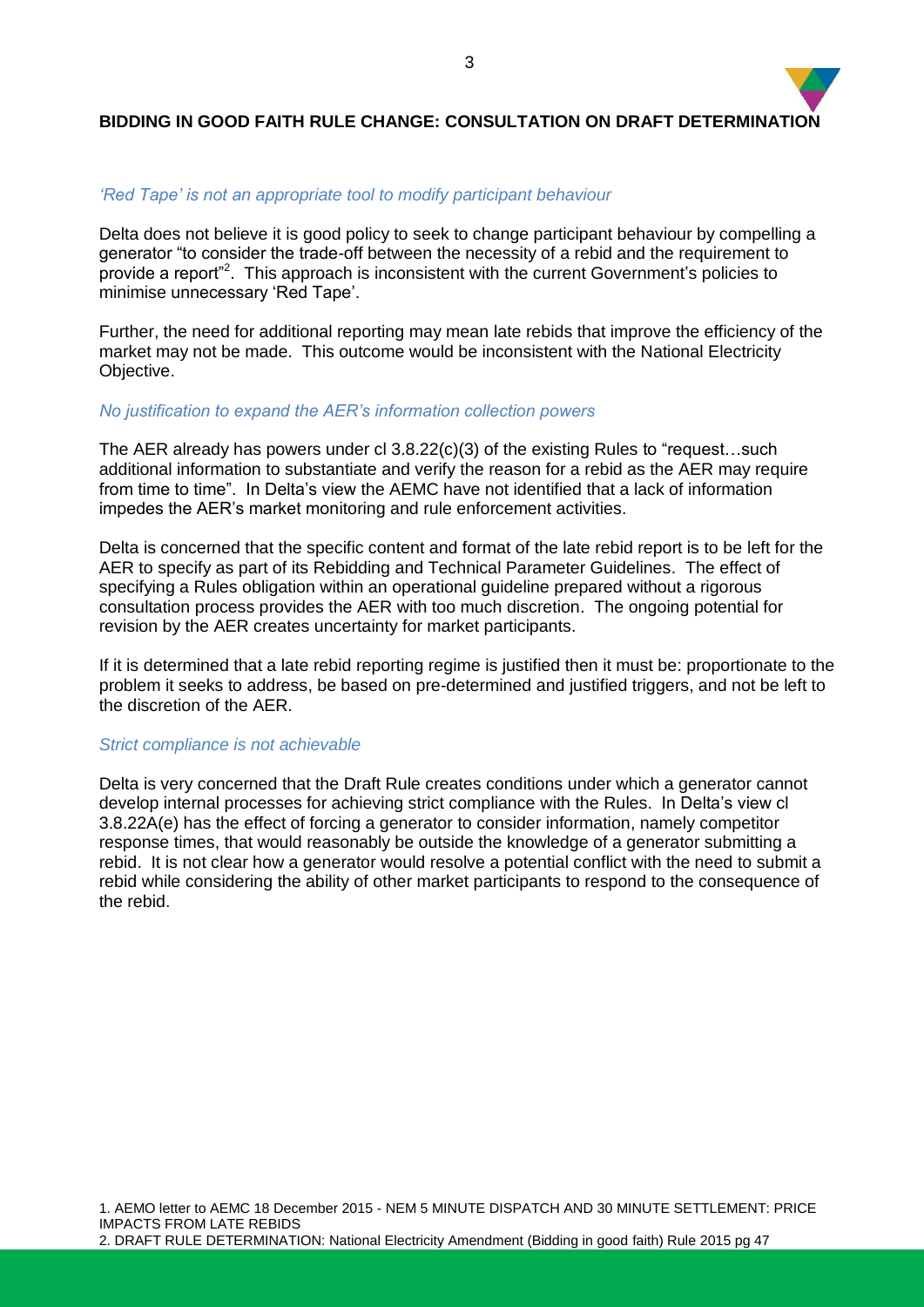## BIDDING IN GOOD FAITH RULE CHANGE: CONSULTATION ON DRAFT DETERMINATION

### *'Red Tape' is not an appropriate tool to modify participant behaviour*

Delta does not believe it is good policy to seek to change participant behaviour by compelling a generator "to consider the trade-off between the necessity of a rebid and the requirement to provide a report"[2]. This approach is inconsistent with the current Government's policies to minimise unnecessary 'Red Tape'.

Further, the need for additional reporting may mean late rebids that improve the efficiency of the market may not be made. This outcome would be inconsistent with the National Electricity Objective.

### *No justification to expand the AER's information collection powers*

The AER already has powers under cl 3.8.22(c)(3) of the existing Rules to "request…such additional information to substantiate and verify the reason for a rebid as the AER may require from time to time". In Delta's view the AEMC have not identified that a lack of information impedes the AER's market monitoring and rule enforcement activities.

Delta is concerned that the specific content and format of the late rebid report is to be left for the AER to specify as part of its Rebidding and Technical Parameter Guidelines. The effect of specifying a Rules obligation within an operational guideline prepared without a rigorous consultation process provides the AER with too much discretion. The ongoing potential for revision by the AER creates uncertainty for market participants.

If it is determined that a late rebid reporting regime is justified then it must be: proportionate to the problem it seeks to address, be based on pre-determined and justified triggers, and not be left to the discretion of the AER.

### *Strict compliance is not achievable*

Delta is very concerned that the Draft Rule creates conditions under which a generator cannot develop internal processes for achieving strict compliance with the Rules. In Delta's view cl 3.8.22A(e) has the effect of forcing a generator to consider information, namely competitor response times, that would reasonably be outside the knowledge of a generator submitting a rebid. It is not clear how a generator would resolve a potential conflict with the need to submit a rebid while considering the ability of other market participants to respond to the consequence of the rebid.

1. AEMO letter to AEMC 18 December 2015 - NEM 5 MINUTE DISPATCH AND 30 MINUTE SETTLEMENT: PRICE IMPACTS FROM LATE REBIDS
2. DRAFT RULE DETERMINATION: National Electricity Amendment (Bidding in good faith) Rule 2015 pg 47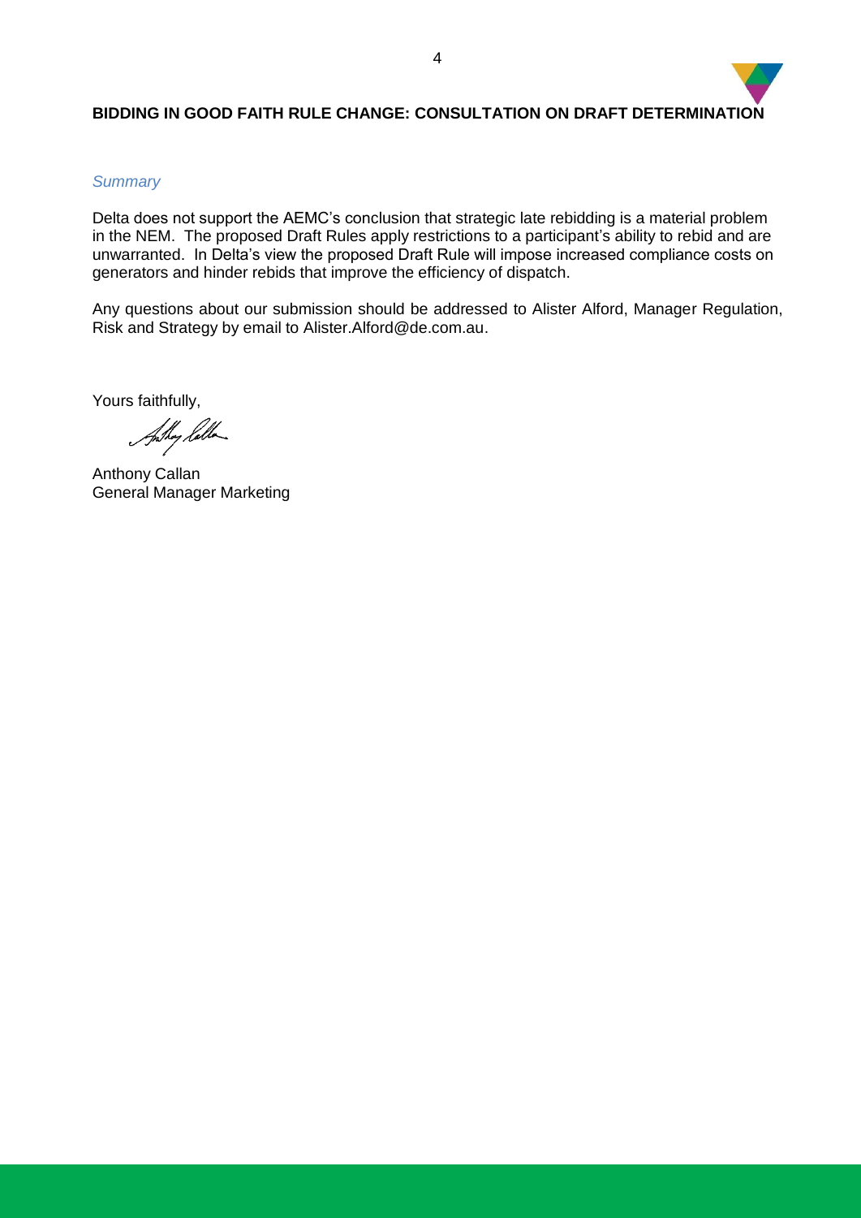### BIDDING IN GOOD FAITH RULE CHANGE: CONSULTATION ON DRAFT DETERMINATION

*Summary*

Delta does not support the AEMC's conclusion that strategic late rebidding is a material problem in the NEM. The proposed Draft Rules apply restrictions to a participant's ability to rebid and are unwarranted. In Delta's view the proposed Draft Rule will impose increased compliance costs on generators and hinder rebids that improve the efficiency of dispatch.

Any questions about our submission should be addressed to Alister Alford, Manager Regulation, Risk and Strategy by email to Alister.Alford@de.com.au.

Yours faithfully,

Anthony Callan
General Manager Marketing